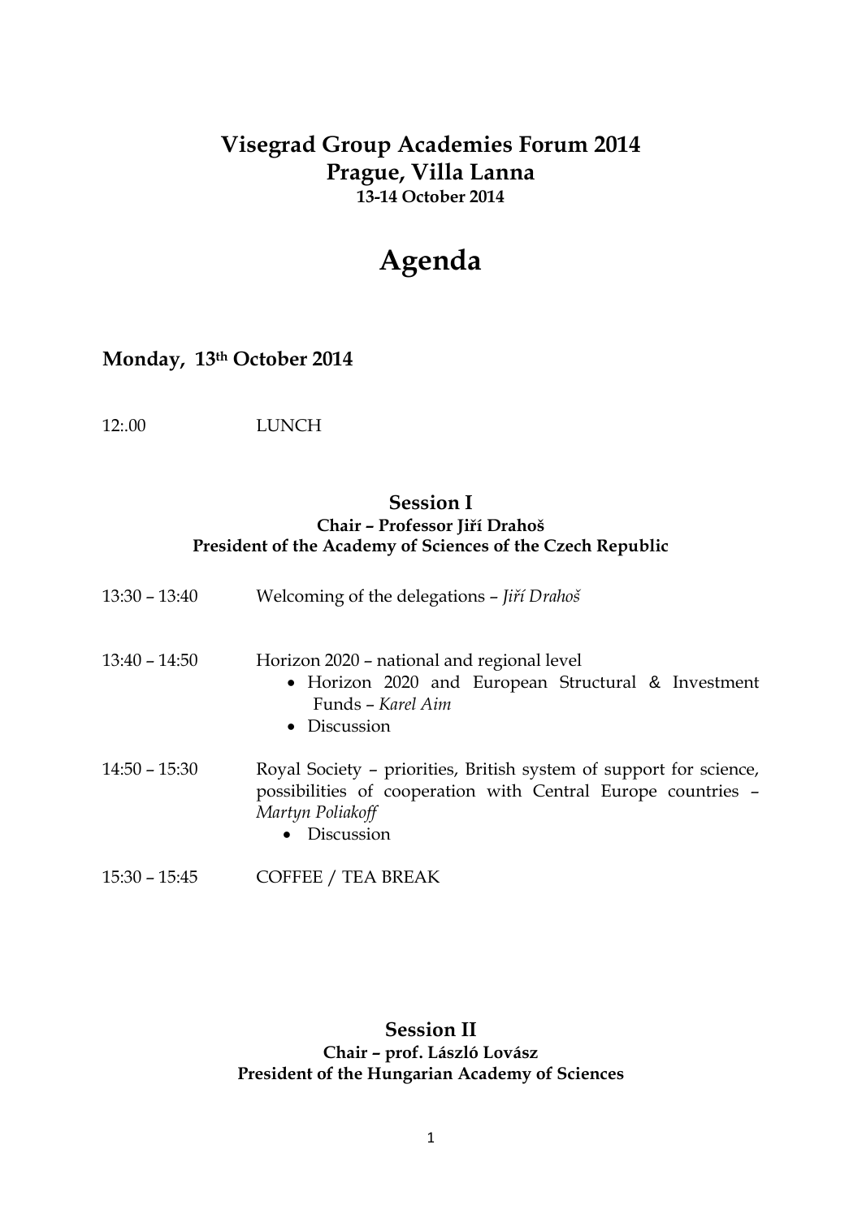# Visegrad Group Academies Forum 2014
# Prague, Villa Lanna
**13-14 October 2014**

# Agenda

## Monday, 13th October 2014

12:.00 LUNCH

### Session I
**Chair – Professor Jiří Drahoš**
**President of the Academy of Sciences of the Czech Republic**

13:30 – 13:40 Welcoming of the delegations – *Jiří Drahoš*

13:40 – 14:50 Horizon 2020 – national and regional level
- Horizon 2020 and European Structural & Investment Funds – *Karel Aim*
- Discussion

14:50 – 15:30 Royal Society – priorities, British system of support for science, possibilities of cooperation with Central Europe countries – *Martyn Poliakoff*
- Discussion

15:30 – 15:45 COFFEE / TEA BREAK

### Session II
**Chair – prof. László Lovász**
**President of the Hungarian Academy of Sciences**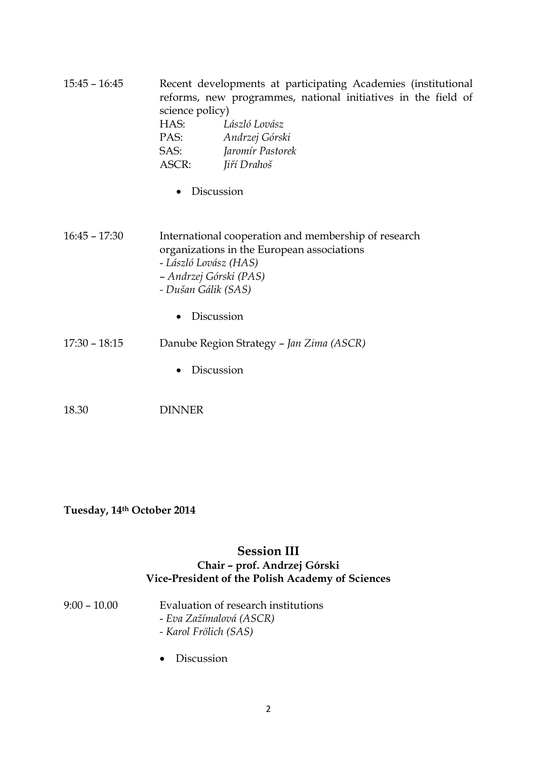15:45 – 16:45 Recent developments at participating Academies (institutional reforms, new programmes, national initiatives in the field of science policy)

HAS: *László Lovász*
PAS: *Andrzej Górski*
SAS: *Jaromír Pastorek*
ASCR: *Jiří Drahoš*

- Discussion

16:45 – 17:30 International cooperation and membership of research organizations in the European associations

*- László Lovász (HAS)*
*– Andrzej Górski (PAS)*
*- Dušan Gálik (SAS)*

- Discussion

17:30 – 18:15 Danube Region Strategy – *Jan Zima (ASCR)*

- Discussion

18.30 DINNER

**Tuesday, 14th October 2014**

## Session III

### Chair – prof. Andrzej Górski
### Vice-President of the Polish Academy of Sciences

9:00 – 10.00 Evaluation of research institutions

*- Eva Zažímalová (ASCR)*
*- Karol Frölich (SAS)*

- Discussion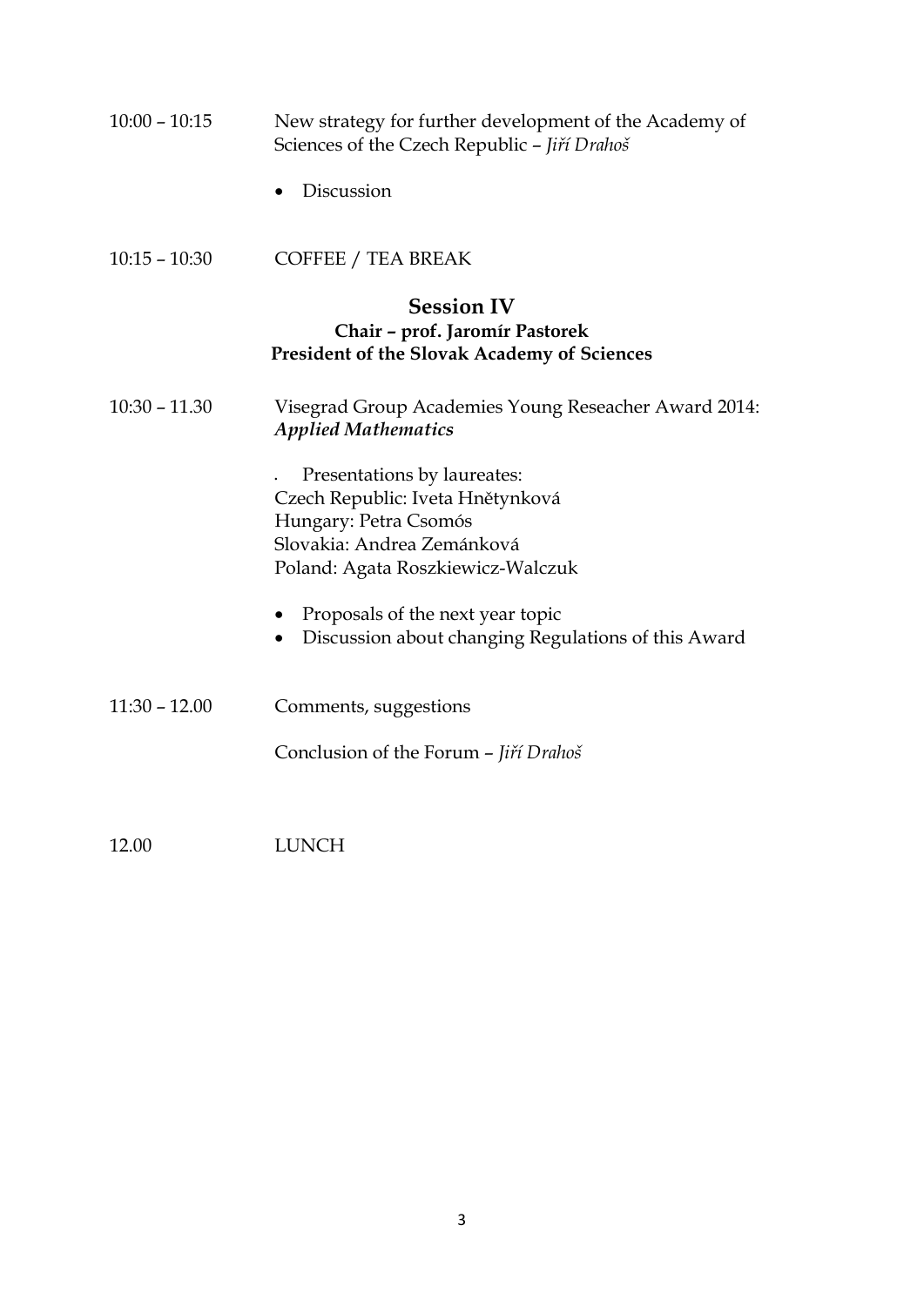10:00 – 10:15 New strategy for further development of the Academy of Sciences of the Czech Republic – *Jiří Drahoš*

- Discussion

10:15 – 10:30 COFFEE / TEA BREAK

## Session IV

**Chair – prof. Jaromír Pastorek**
**President of the Slovak Academy of Sciences**

10:30 – 11.30 Visegrad Group Academies Young Reseacher Award 2014: ***Applied Mathematics***

. Presentations by laureates:
Czech Republic: Iveta Hnětynková
Hungary: Petra Csomós
Slovakia: Andrea Zemánková
Poland: Agata Roszkiewicz-Walczuk

- Proposals of the next year topic
- Discussion about changing Regulations of this Award

11:30 – 12.00 Comments, suggestions

Conclusion of the Forum – *Jiří Drahoš*

12.00 LUNCH